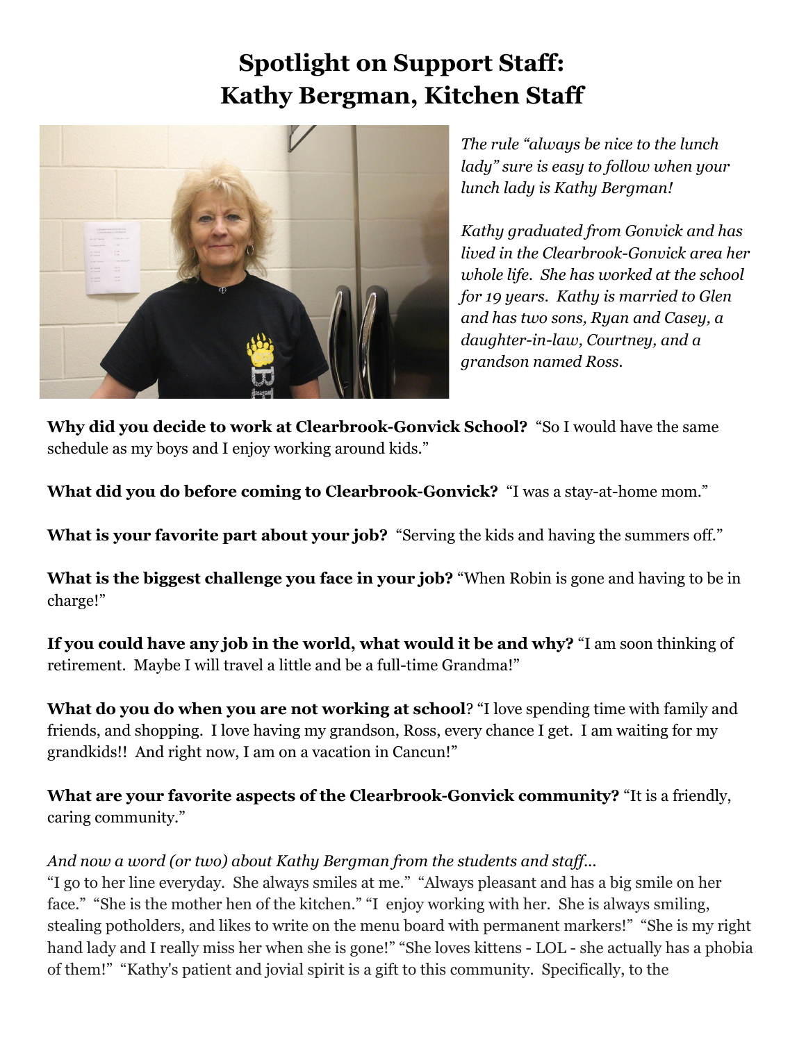# Spotlight on Support Staff:
# Kathy Bergman, Kitchen Staff

*The rule "always be nice to the lunch lady" sure is easy to follow when your lunch lady is Kathy Bergman!*

*Kathy graduated from Gonvick and has lived in the Clearbrook-Gonvick area her whole life. She has worked at the school for 19 years. Kathy is married to Glen and has two sons, Ryan and Casey, a daughter-in-law, Courtney, and a grandson named Ross.*

**Why did you decide to work at Clearbrook-Gonvick School?** "So I would have the same schedule as my boys and I enjoy working around kids."

**What did you do before coming to Clearbrook-Gonvick?** "I was a stay-at-home mom."

**What is your favorite part about your job?** "Serving the kids and having the summers off."

**What is the biggest challenge you face in your job?** "When Robin is gone and having to be in charge!"

**If you could have any job in the world, what would it be and why?** "I am soon thinking of retirement. Maybe I will travel a little and be a full-time Grandma!"

**What do you do when you are not working at school**? "I love spending time with family and friends, and shopping. I love having my grandson, Ross, every chance I get. I am waiting for my grandkids!! And right now, I am on a vacation in Cancun!"

**What are your favorite aspects of the Clearbrook-Gonvick community?** "It is a friendly, caring community."

*And now a word (or two) about Kathy Bergman from the students and staff...*
"I go to her line everyday. She always smiles at me." "Always pleasant and has a big smile on her face." "She is the mother hen of the kitchen." "I enjoy working with her. She is always smiling, stealing potholders, and likes to write on the menu board with permanent markers!" "She is my right hand lady and I really miss her when she is gone!" "She loves kittens - LOL - she actually has a phobia of them!" "Kathy's patient and jovial spirit is a gift to this community. Specifically, to the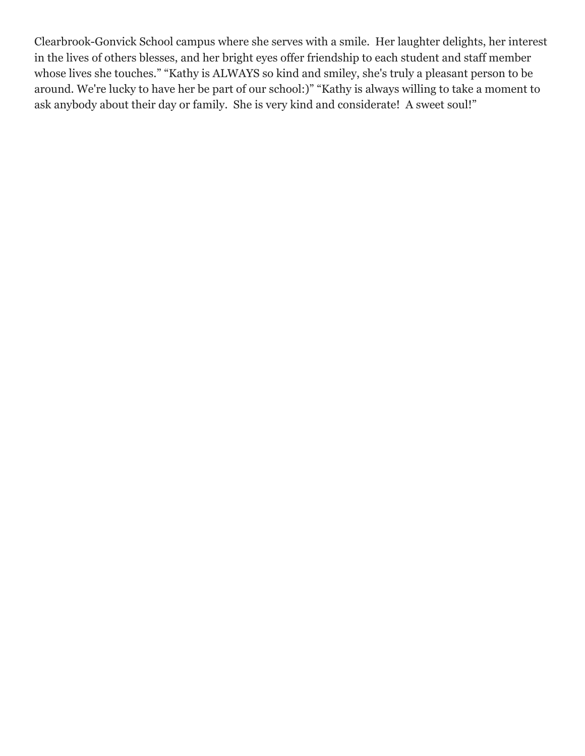Clearbrook-Gonvick School campus where she serves with a smile.  Her laughter delights, her interest in the lives of others blesses, and her bright eyes offer friendship to each student and staff member whose lives she touches.” “Kathy is ALWAYS so kind and smiley, she's truly a pleasant person to be around. We're lucky to have her be part of our school:)” “Kathy is always willing to take a moment to ask anybody about their day or family.  She is very kind and considerate!  A sweet soul!”